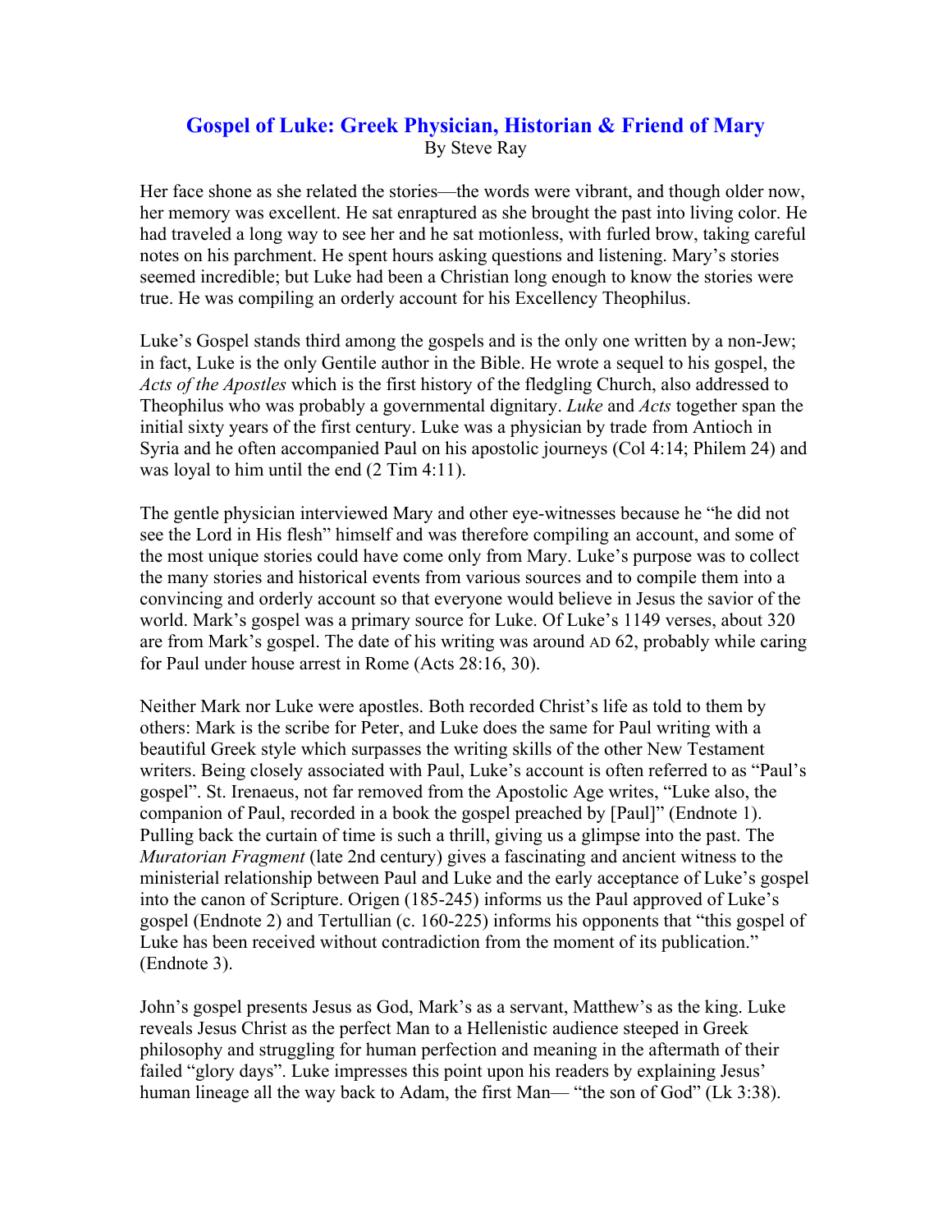# Gospel of Luke: Greek Physician, Historian & Friend of Mary

By Steve Ray

Her face shone as she related the stories—the words were vibrant, and though older now, her memory was excellent. He sat enraptured as she brought the past into living color. He had traveled a long way to see her and he sat motionless, with furled brow, taking careful notes on his parchment. He spent hours asking questions and listening. Mary's stories seemed incredible; but Luke had been a Christian long enough to know the stories were true. He was compiling an orderly account for his Excellency Theophilus.

Luke's Gospel stands third among the gospels and is the only one written by a non-Jew; in fact, Luke is the only Gentile author in the Bible. He wrote a sequel to his gospel, the *Acts of the Apostles* which is the first history of the fledgling Church, also addressed to Theophilus who was probably a governmental dignitary. *Luke* and *Acts* together span the initial sixty years of the first century. Luke was a physician by trade from Antioch in Syria and he often accompanied Paul on his apostolic journeys (Col 4:14; Philem 24) and was loyal to him until the end (2 Tim 4:11).

The gentle physician interviewed Mary and other eye-witnesses because he "he did not see the Lord in His flesh" himself and was therefore compiling an account, and some of the most unique stories could have come only from Mary. Luke's purpose was to collect the many stories and historical events from various sources and to compile them into a convincing and orderly account so that everyone would believe in Jesus the savior of the world. Mark's gospel was a primary source for Luke. Of Luke's 1149 verses, about 320 are from Mark's gospel. The date of his writing was around AD 62, probably while caring for Paul under house arrest in Rome (Acts 28:16, 30).

Neither Mark nor Luke were apostles. Both recorded Christ's life as told to them by others: Mark is the scribe for Peter, and Luke does the same for Paul writing with a beautiful Greek style which surpasses the writing skills of the other New Testament writers. Being closely associated with Paul, Luke's account is often referred to as "Paul's gospel". St. Irenaeus, not far removed from the Apostolic Age writes, "Luke also, the companion of Paul, recorded in a book the gospel preached by [Paul]" (Endnote 1). Pulling back the curtain of time is such a thrill, giving us a glimpse into the past. The *Muratorian Fragment* (late 2nd century) gives a fascinating and ancient witness to the ministerial relationship between Paul and Luke and the early acceptance of Luke's gospel into the canon of Scripture. Origen (185-245) informs us the Paul approved of Luke's gospel (Endnote 2) and Tertullian (c. 160-225) informs his opponents that "this gospel of Luke has been received without contradiction from the moment of its publication." (Endnote 3).

John's gospel presents Jesus as God, Mark's as a servant, Matthew's as the king. Luke reveals Jesus Christ as the perfect Man to a Hellenistic audience steeped in Greek philosophy and struggling for human perfection and meaning in the aftermath of their failed "glory days". Luke impresses this point upon his readers by explaining Jesus' human lineage all the way back to Adam, the first Man— "the son of God" (Lk 3:38).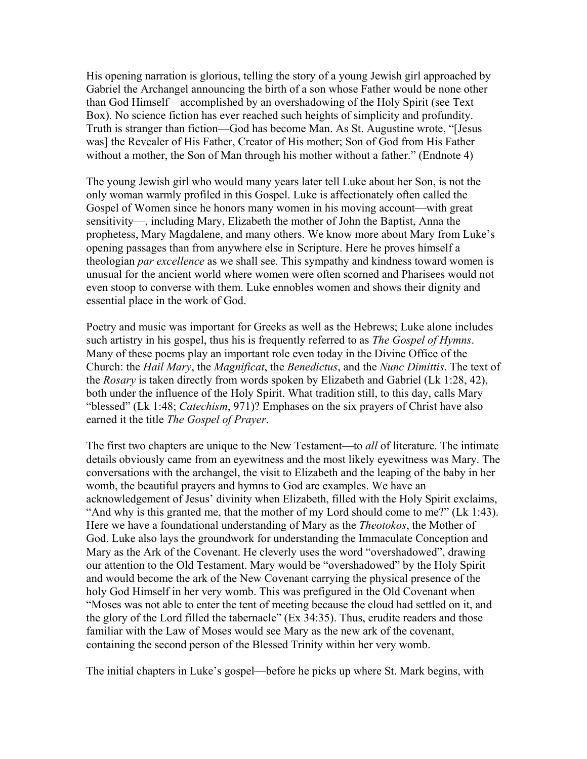His opening narration is glorious, telling the story of a young Jewish girl approached by Gabriel the Archangel announcing the birth of a son whose Father would be none other than God Himself—accomplished by an overshadowing of the Holy Spirit (see Text Box). No science fiction has ever reached such heights of simplicity and profundity. Truth is stranger than fiction—God has become Man. As St. Augustine wrote, "[Jesus was] the Revealer of His Father, Creator of His mother; Son of God from His Father without a mother, the Son of Man through his mother without a father." (Endnote 4)

The young Jewish girl who would many years later tell Luke about her Son, is not the only woman warmly profiled in this Gospel. Luke is affectionately often called the Gospel of Women since he honors many women in his moving account—with great sensitivity—, including Mary, Elizabeth the mother of John the Baptist, Anna the prophetess, Mary Magdalene, and many others. We know more about Mary from Luke's opening passages than from anywhere else in Scripture. Here he proves himself a theologian *par excellence* as we shall see. This sympathy and kindness toward women is unusual for the ancient world where women were often scorned and Pharisees would not even stoop to converse with them. Luke ennobles women and shows their dignity and essential place in the work of God.

Poetry and music was important for Greeks as well as the Hebrews; Luke alone includes such artistry in his gospel, thus his is frequently referred to as *The Gospel of Hymns*. Many of these poems play an important role even today in the Divine Office of the Church: the *Hail Mary*, the *Magnificat*, the *Benedictus*, and the *Nunc Dimittis*. The text of the *Rosary* is taken directly from words spoken by Elizabeth and Gabriel (Lk 1:28, 42), both under the influence of the Holy Spirit. What tradition still, to this day, calls Mary "blessed" (Lk 1:48; *Catechism*, 971)? Emphases on the six prayers of Christ have also earned it the title *The Gospel of Prayer*.

The first two chapters are unique to the New Testament—to *all* of literature. The intimate details obviously came from an eyewitness and the most likely eyewitness was Mary. The conversations with the archangel, the visit to Elizabeth and the leaping of the baby in her womb, the beautiful prayers and hymns to God are examples. We have an acknowledgement of Jesus' divinity when Elizabeth, filled with the Holy Spirit exclaims, "And why is this granted me, that the mother of my Lord should come to me?" (Lk 1:43). Here we have a foundational understanding of Mary as the *Theotokos*, the Mother of God. Luke also lays the groundwork for understanding the Immaculate Conception and Mary as the Ark of the Covenant. He cleverly uses the word "overshadowed", drawing our attention to the Old Testament. Mary would be "overshadowed" by the Holy Spirit and would become the ark of the New Covenant carrying the physical presence of the holy God Himself in her very womb. This was prefigured in the Old Covenant when "Moses was not able to enter the tent of meeting because the cloud had settled on it, and the glory of the Lord filled the tabernacle" (Ex 34:35). Thus, erudite readers and those familiar with the Law of Moses would see Mary as the new ark of the covenant, containing the second person of the Blessed Trinity within her very womb.

The initial chapters in Luke's gospel—before he picks up where St. Mark begins, with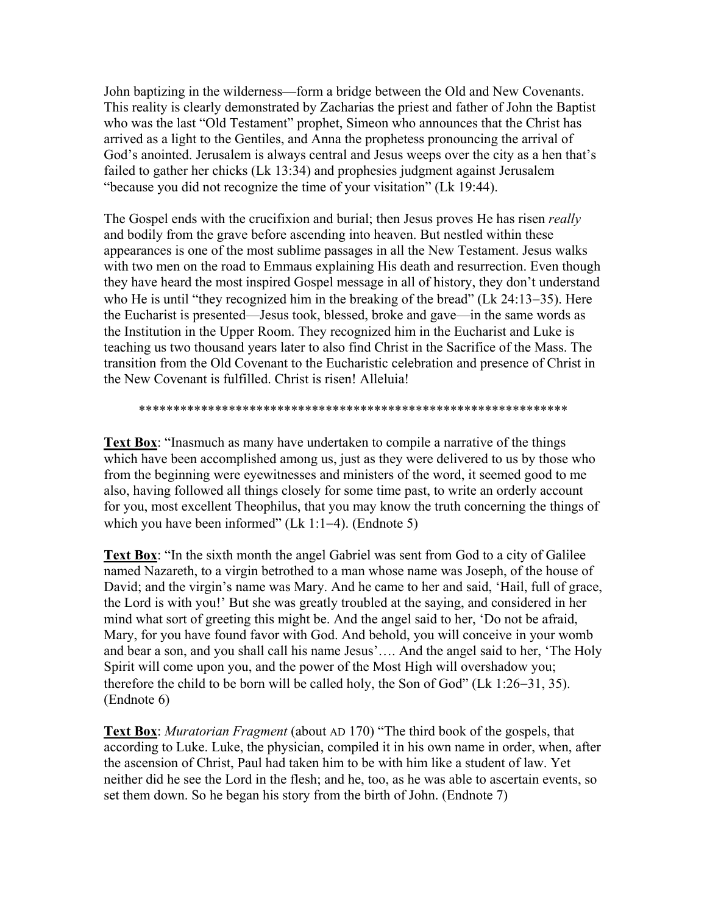John baptizing in the wilderness—form a bridge between the Old and New Covenants. This reality is clearly demonstrated by Zacharias the priest and father of John the Baptist who was the last "Old Testament" prophet, Simeon who announces that the Christ has arrived as a light to the Gentiles, and Anna the prophetess pronouncing the arrival of God's anointed. Jerusalem is always central and Jesus weeps over the city as a hen that's failed to gather her chicks (Lk 13:34) and prophesies judgment against Jerusalem "because you did not recognize the time of your visitation" (Lk 19:44).

The Gospel ends with the crucifixion and burial; then Jesus proves He has risen *really* and bodily from the grave before ascending into heaven. But nestled within these appearances is one of the most sublime passages in all the New Testament. Jesus walks with two men on the road to Emmaus explaining His death and resurrection. Even though they have heard the most inspired Gospel message in all of history, they don't understand who He is until "they recognized him in the breaking of the bread" (Lk 24:13–35). Here the Eucharist is presented—Jesus took, blessed, broke and gave—in the same words as the Institution in the Upper Room. They recognized him in the Eucharist and Luke is teaching us two thousand years later to also find Christ in the Sacrifice of the Mass. The transition from the Old Covenant to the Eucharistic celebration and presence of Christ in the New Covenant is fulfilled. Christ is risen! Alleluia!

****************************************************************

**Text Box**: "Inasmuch as many have undertaken to compile a narrative of the things which have been accomplished among us, just as they were delivered to us by those who from the beginning were eyewitnesses and ministers of the word, it seemed good to me also, having followed all things closely for some time past, to write an orderly account for you, most excellent Theophilus, that you may know the truth concerning the things of which you have been informed" (Lk 1:1–4). (Endnote 5)

**Text Box**: "In the sixth month the angel Gabriel was sent from God to a city of Galilee named Nazareth, to a virgin betrothed to a man whose name was Joseph, of the house of David; and the virgin's name was Mary. And he came to her and said, 'Hail, full of grace, the Lord is with you!' But she was greatly troubled at the saying, and considered in her mind what sort of greeting this might be. And the angel said to her, 'Do not be afraid, Mary, for you have found favor with God. And behold, you will conceive in your womb and bear a son, and you shall call his name Jesus'…. And the angel said to her, 'The Holy Spirit will come upon you, and the power of the Most High will overshadow you; therefore the child to be born will be called holy, the Son of God" (Lk 1:26–31, 35). (Endnote 6)

**Text Box**: *Muratorian Fragment* (about AD 170) "The third book of the gospels, that according to Luke. Luke, the physician, compiled it in his own name in order, when, after the ascension of Christ, Paul had taken him to be with him like a student of law. Yet neither did he see the Lord in the flesh; and he, too, as he was able to ascertain events, so set them down. So he began his story from the birth of John. (Endnote 7)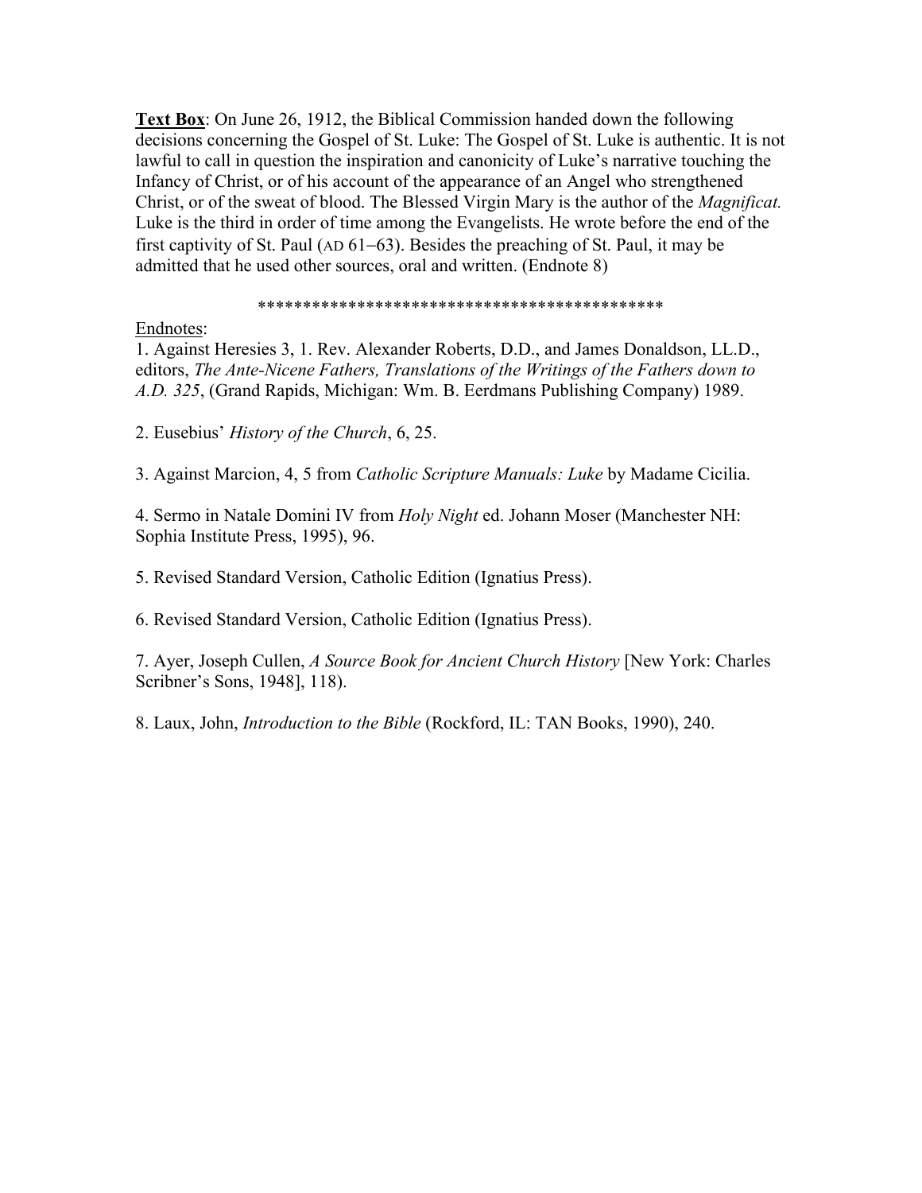**Text Box**: On June 26, 1912, the Biblical Commission handed down the following decisions concerning the Gospel of St. Luke: The Gospel of St. Luke is authentic. It is not lawful to call in question the inspiration and canonicity of Luke's narrative touching the Infancy of Christ, or of his account of the appearance of an Angel who strengthened Christ, or of the sweat of blood. The Blessed Virgin Mary is the author of the *Magnificat.* Luke is the third in order of time among the Evangelists. He wrote before the end of the first captivity of St. Paul (AD 61–63). Besides the preaching of St. Paul, it may be admitted that he used other sources, oral and written. (Endnote 8)

*********************************************

Endnotes:

1. Against Heresies 3, 1. Rev. Alexander Roberts, D.D., and James Donaldson, LL.D., editors, *The Ante-Nicene Fathers, Translations of the Writings of the Fathers down to A.D. 325*, (Grand Rapids, Michigan: Wm. B. Eerdmans Publishing Company) 1989.

2. Eusebius' *History of the Church*, 6, 25.

3. Against Marcion, 4, 5 from *Catholic Scripture Manuals: Luke* by Madame Cicilia.

4. Sermo in Natale Domini IV from *Holy Night* ed. Johann Moser (Manchester NH: Sophia Institute Press, 1995), 96.

5. Revised Standard Version, Catholic Edition (Ignatius Press).

6. Revised Standard Version, Catholic Edition (Ignatius Press).

7. Ayer, Joseph Cullen, *A Source Book for Ancient Church History* [New York: Charles Scribner's Sons, 1948], 118).

8. Laux, John, *Introduction to the Bible* (Rockford, IL: TAN Books, 1990), 240.